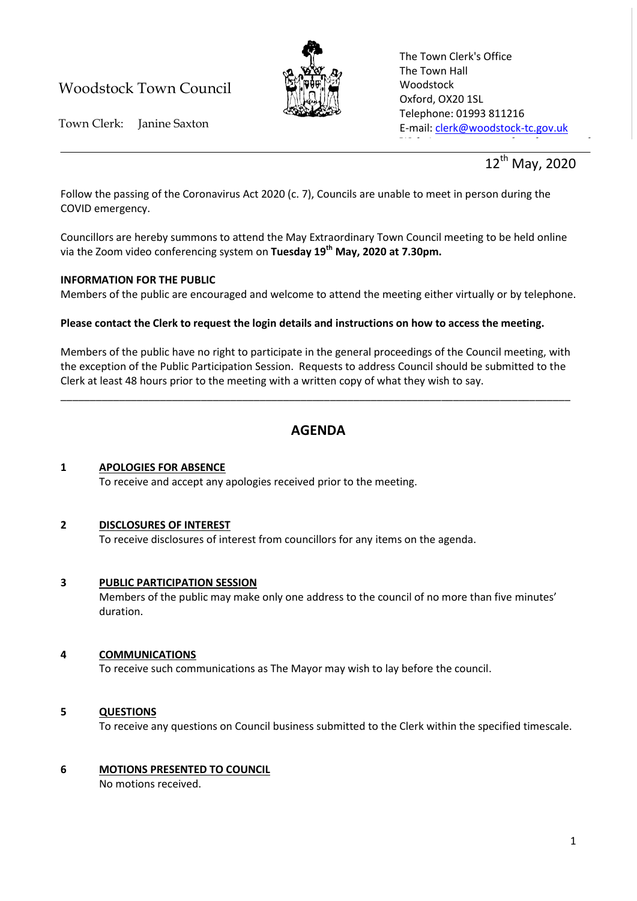Woodstock Town Council

Town Clerk: Janine Saxton

The Town Clerk's Office
The Town Hall
Woodstock
Oxford, OX20 1SL
Telephone: 01993 811216
E-mail: clerk@woodstock-tc.gov.uk

12th May, 2020

Follow the passing of the Coronavirus Act 2020 (c. 7), Councils are unable to meet in person during the COVID emergency.

Councillors are hereby summons to attend the May Extraordinary Town Council meeting to be held online via the Zoom video conferencing system on **Tuesday 19th May, 2020 at 7.30pm.**

**INFORMATION FOR THE PUBLIC**
Members of the public are encouraged and welcome to attend the meeting either virtually or by telephone.

**Please contact the Clerk to request the login details and instructions on how to access the meeting.**

Members of the public have no right to participate in the general proceedings of the Council meeting, with the exception of the Public Participation Session. Requests to address Council should be submitted to the Clerk at least 48 hours prior to the meeting with a written copy of what they wish to say.

---

# AGENDA

**1 APOLOGIES FOR ABSENCE**
To receive and accept any apologies received prior to the meeting.

**2 DISCLOSURES OF INTEREST**
To receive disclosures of interest from councillors for any items on the agenda.

**3 PUBLIC PARTICIPATION SESSION**
Members of the public may make only one address to the council of no more than five minutes' duration.

**4 COMMUNICATIONS**
To receive such communications as The Mayor may wish to lay before the council.

**5 QUESTIONS**
To receive any questions on Council business submitted to the Clerk within the specified timescale.

**6 MOTIONS PRESENTED TO COUNCIL**
No motions received.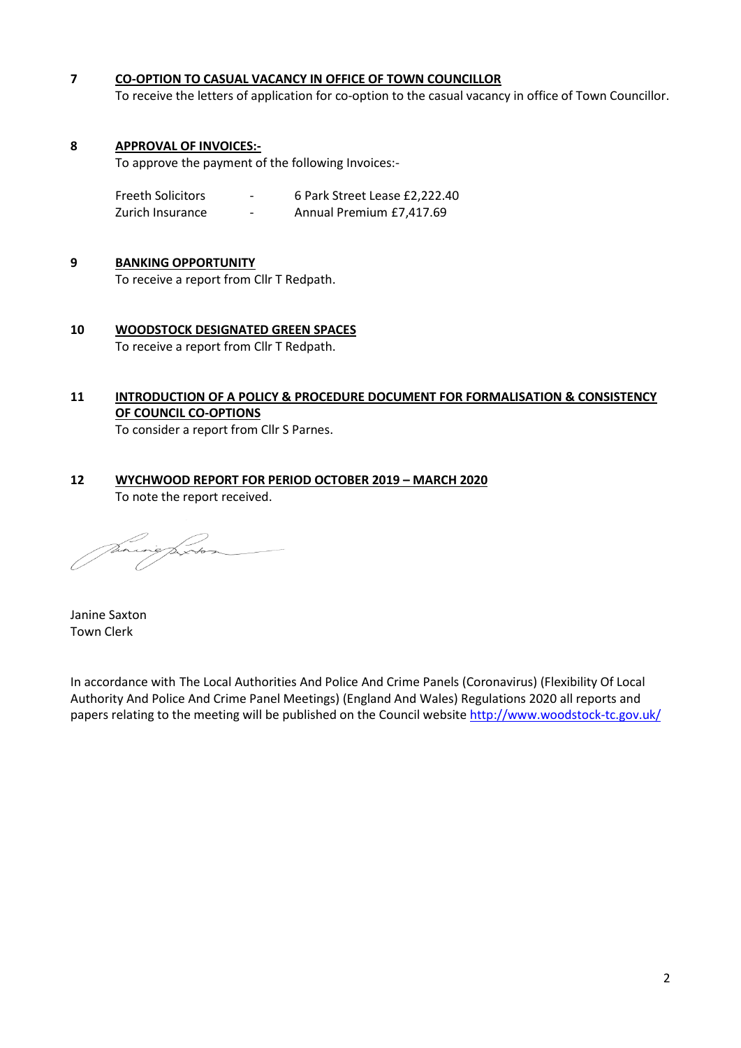**7 CO-OPTION TO CASUAL VACANCY IN OFFICE OF TOWN COUNCILLOR**

To receive the letters of application for co-option to the casual vacancy in office of Town Councillor.

**8 APPROVAL OF INVOICES:-**

To approve the payment of the following Invoices:-

| | | |
|---|---|---|
| Freeth Solicitors | - | 6 Park Street Lease £2,222.40 |
| Zurich Insurance | - | Annual Premium £7,417.69 |

**9 BANKING OPPORTUNITY**

To receive a report from Cllr T Redpath.

**10 WOODSTOCK DESIGNATED GREEN SPACES**

To receive a report from Cllr T Redpath.

**11 INTRODUCTION OF A POLICY & PROCEDURE DOCUMENT FOR FORMALISATION & CONSISTENCY OF COUNCIL CO-OPTIONS**

To consider a report from Cllr S Parnes.

**12 WYCHWOOD REPORT FOR PERIOD OCTOBER 2019 – MARCH 2020**

To note the report received.

Janine Saxton
Town Clerk

In accordance with The Local Authorities And Police And Crime Panels (Coronavirus) (Flexibility Of Local Authority And Police And Crime Panel Meetings) (England And Wales) Regulations 2020 all reports and papers relating to the meeting will be published on the Council website http://www.woodstock-tc.gov.uk/